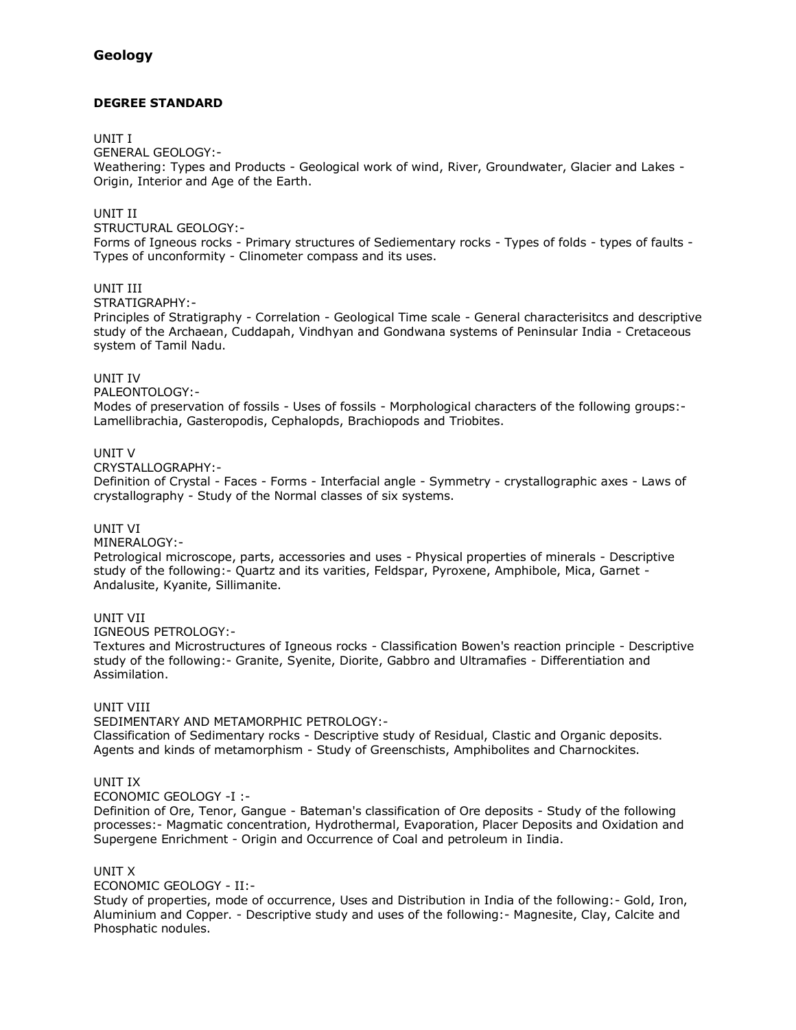# Geology

## DEGREE STANDARD

UNIT I
GENERAL GEOLOGY:-
Weathering: Types and Products - Geological work of wind, River, Groundwater, Glacier and Lakes - Origin, Interior and Age of the Earth.

UNIT II
STRUCTURAL GEOLOGY:-
Forms of Igneous rocks - Primary structures of Sediementary rocks - Types of folds - types of faults - Types of unconformity - Clinometer compass and its uses.

UNIT III
STRATIGRAPHY:-
Principles of Stratigraphy - Correlation - Geological Time scale - General characterisitcs and descriptive study of the Archaean, Cuddapah, Vindhyan and Gondwana systems of Peninsular India - Cretaceous system of Tamil Nadu.

UNIT IV
PALEONTOLOGY:-
Modes of preservation of fossils - Uses of fossils - Morphological characters of the following groups:- Lamellibrachia, Gasteropodis, Cephalopds, Brachiopods and Triobites.

UNIT V
CRYSTALLOGRAPHY:-
Definition of Crystal - Faces - Forms - Interfacial angle - Symmetry - crystallographic axes - Laws of crystallography - Study of the Normal classes of six systems.

UNIT VI
MINERALOGY:-
Petrological microscope, parts, accessories and uses - Physical properties of minerals - Descriptive study of the following:- Quartz and its varities, Feldspar, Pyroxene, Amphibole, Mica, Garnet - Andalusite, Kyanite, Sillimanite.

UNIT VII
IGNEOUS PETROLOGY:-
Textures and Microstructures of Igneous rocks - Classification Bowen's reaction principle - Descriptive study of the following:- Granite, Syenite, Diorite, Gabbro and Ultramafies - Differentiation and Assimilation.

UNIT VIII
SEDIMENTARY AND METAMORPHIC PETROLOGY:-
Classification of Sedimentary rocks - Descriptive study of Residual, Clastic and Organic deposits. Agents and kinds of metamorphism - Study of Greenschists, Amphibolites and Charnockites.

UNIT IX
ECONOMIC GEOLOGY -I :-
Definition of Ore, Tenor, Gangue - Bateman's classification of Ore deposits - Study of the following processes:- Magmatic concentration, Hydrothermal, Evaporation, Placer Deposits and Oxidation and Supergene Enrichment - Origin and Occurrence of Coal and petroleum in Iindia.

UNIT X
ECONOMIC GEOLOGY - II:-
Study of properties, mode of occurrence, Uses and Distribution in India of the following:- Gold, Iron, Aluminium and Copper. - Descriptive study and uses of the following:- Magnesite, Clay, Calcite and Phosphatic nodules.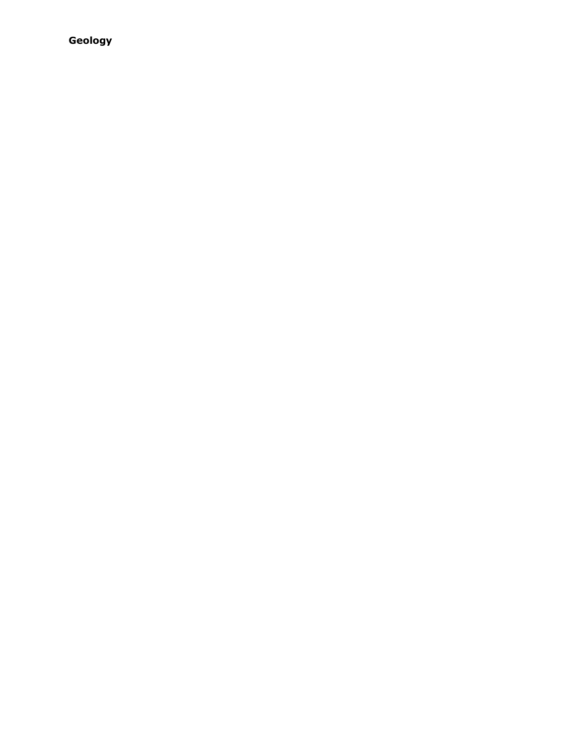**Geology**